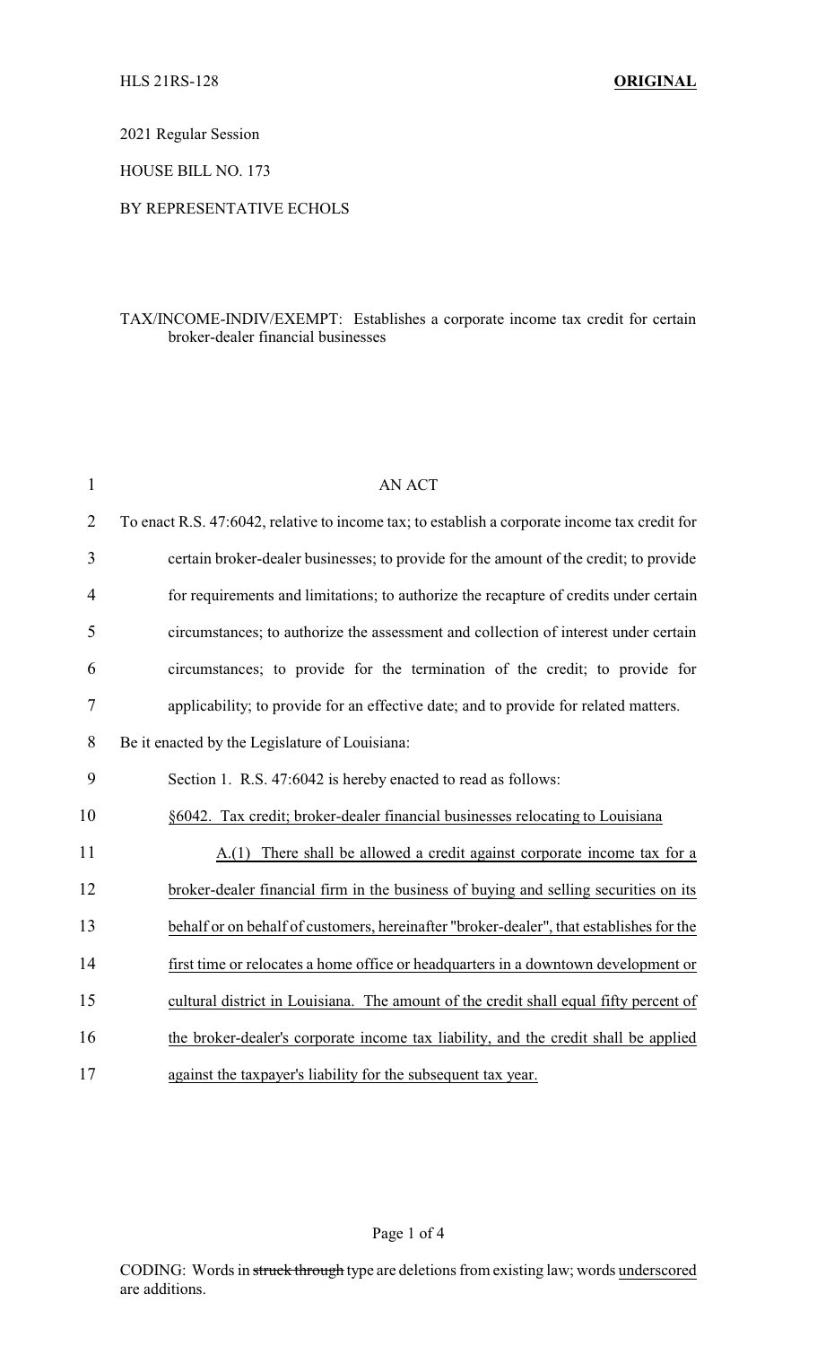HLS 21RS-128 **ORIGINAL**

2021 Regular Session

HOUSE BILL NO. 173

BY REPRESENTATIVE ECHOLS

TAX/INCOME-INDIV/EXEMPT: Establishes a corporate income tax credit for certain broker-dealer financial businesses

AN ACT

To enact R.S. 47:6042, relative to income tax; to establish a corporate income tax credit for certain broker-dealer businesses; to provide for the amount of the credit; to provide for requirements and limitations; to authorize the recapture of credits under certain circumstances; to authorize the assessment and collection of interest under certain circumstances; to provide for the termination of the credit; to provide for applicability; to provide for an effective date; and to provide for related matters.

Be it enacted by the Legislature of Louisiana:

Section 1. R.S. 47:6042 is hereby enacted to read as follows:

§6042. Tax credit; broker-dealer financial businesses relocating to Louisiana

A.(1) There shall be allowed a credit against corporate income tax for a broker-dealer financial firm in the business of buying and selling securities on its behalf or on behalf of customers, hereinafter "broker-dealer", that establishes for the first time or relocates a home office or headquarters in a downtown development or cultural district in Louisiana. The amount of the credit shall equal fifty percent of the broker-dealer's corporate income tax liability, and the credit shall be applied against the taxpayer's liability for the subsequent tax year.

CODING: Words in ~~struck through~~ type are deletions from existing law; words underscored are additions.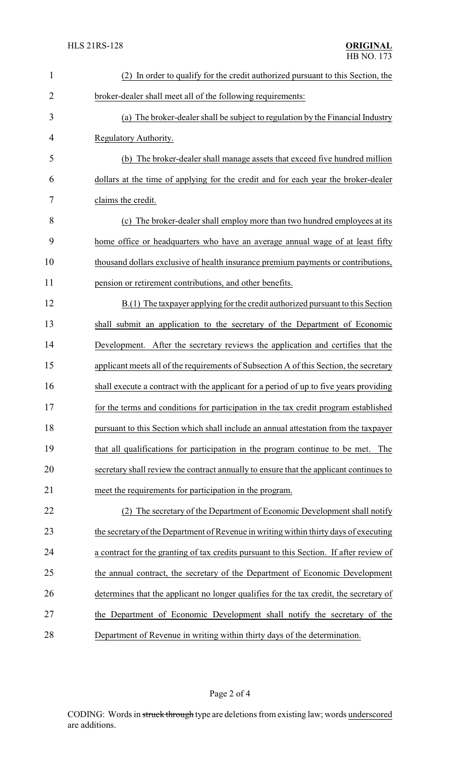(2) In order to qualify for the credit authorized pursuant to this Section, the broker-dealer shall meet all of the following requirements:

(a) The broker-dealer shall be subject to regulation by the Financial Industry Regulatory Authority.

(b) The broker-dealer shall manage assets that exceed five hundred million dollars at the time of applying for the credit and for each year the broker-dealer claims the credit.

(c) The broker-dealer shall employ more than two hundred employees at its home office or headquarters who have an average annual wage of at least fifty thousand dollars exclusive of health insurance premium payments or contributions, pension or retirement contributions, and other benefits.

B.(1) The taxpayer applying for the credit authorized pursuant to this Section shall submit an application to the secretary of the Department of Economic Development. After the secretary reviews the application and certifies that the applicant meets all of the requirements of Subsection A of this Section, the secretary shall execute a contract with the applicant for a period of up to five years providing for the terms and conditions for participation in the tax credit program established pursuant to this Section which shall include an annual attestation from the taxpayer that all qualifications for participation in the program continue to be met. The secretary shall review the contract annually to ensure that the applicant continues to meet the requirements for participation in the program.

(2) The secretary of the Department of Economic Development shall notify the secretary of the Department of Revenue in writing within thirty days of executing a contract for the granting of tax credits pursuant to this Section. If after review of the annual contract, the secretary of the Department of Economic Development determines that the applicant no longer qualifies for the tax credit, the secretary of the Department of Economic Development shall notify the secretary of the Department of Revenue in writing within thirty days of the determination.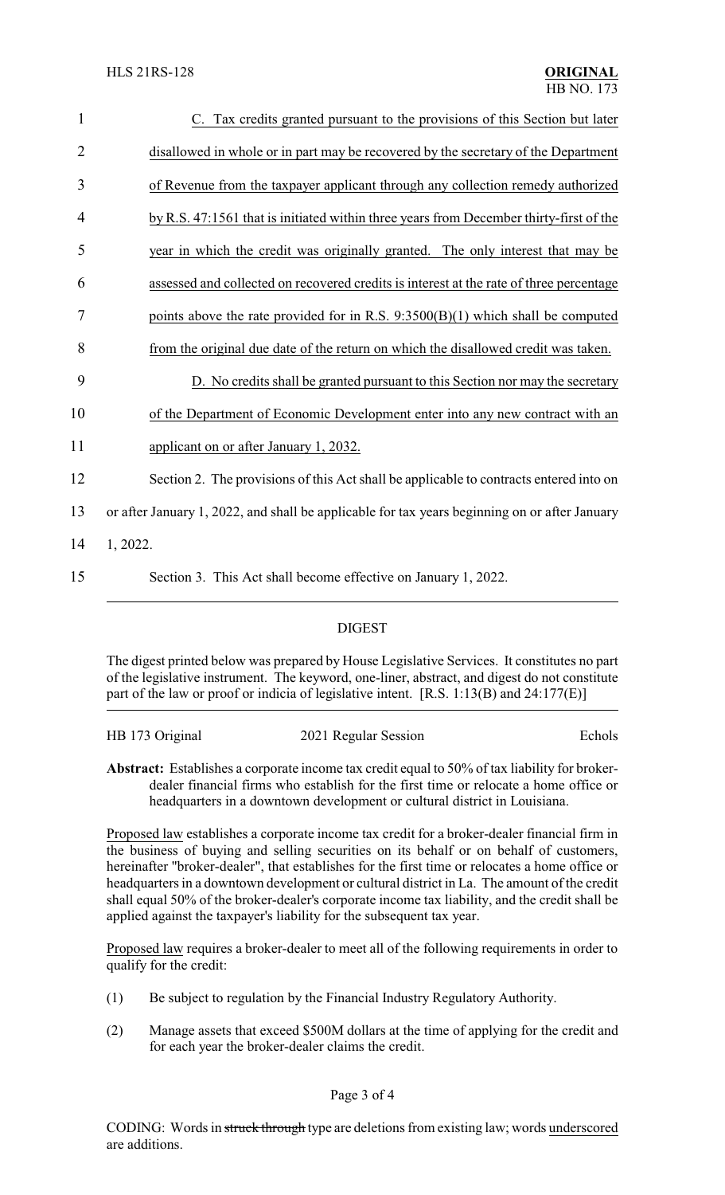C. Tax credits granted pursuant to the provisions of this Section but later disallowed in whole or in part may be recovered by the secretary of the Department of Revenue from the taxpayer applicant through any collection remedy authorized by R.S. 47:1561 that is initiated within three years from December thirty-first of the year in which the credit was originally granted. The only interest that may be assessed and collected on recovered credits is interest at the rate of three percentage points above the rate provided for in R.S. 9:3500(B)(1) which shall be computed from the original due date of the return on which the disallowed credit was taken.

D. No credits shall be granted pursuant to this Section nor may the secretary of the Department of Economic Development enter into any new contract with an applicant on or after January 1, 2032.

Section 2. The provisions of this Act shall be applicable to contracts entered into on or after January 1, 2022, and shall be applicable for tax years beginning on or after January 1, 2022.

Section 3. This Act shall become effective on January 1, 2022.

## DIGEST

The digest printed below was prepared by House Legislative Services. It constitutes no part of the legislative instrument. The keyword, one-liner, abstract, and digest do not constitute part of the law or proof or indicia of legislative intent. [R.S. 1:13(B) and 24:177(E)]

HB 173 Original | 2021 Regular Session | Echols

**Abstract:** Establishes a corporate income tax credit equal to 50% of tax liability for broker-dealer financial firms who establish for the first time or relocate a home office or headquarters in a downtown development or cultural district in Louisiana.

Proposed law establishes a corporate income tax credit for a broker-dealer financial firm in the business of buying and selling securities on its behalf or on behalf of customers, hereinafter "broker-dealer", that establishes for the first time or relocates a home office or headquarters in a downtown development or cultural district in La. The amount of the credit shall equal 50% of the broker-dealer's corporate income tax liability, and the credit shall be applied against the taxpayer's liability for the subsequent tax year.

Proposed law requires a broker-dealer to meet all of the following requirements in order to qualify for the credit:

(1) Be subject to regulation by the Financial Industry Regulatory Authority.

(2) Manage assets that exceed $500M dollars at the time of applying for the credit and for each year the broker-dealer claims the credit.

CODING: Words in ~~struck through~~ type are deletions from existing law; words underscored are additions.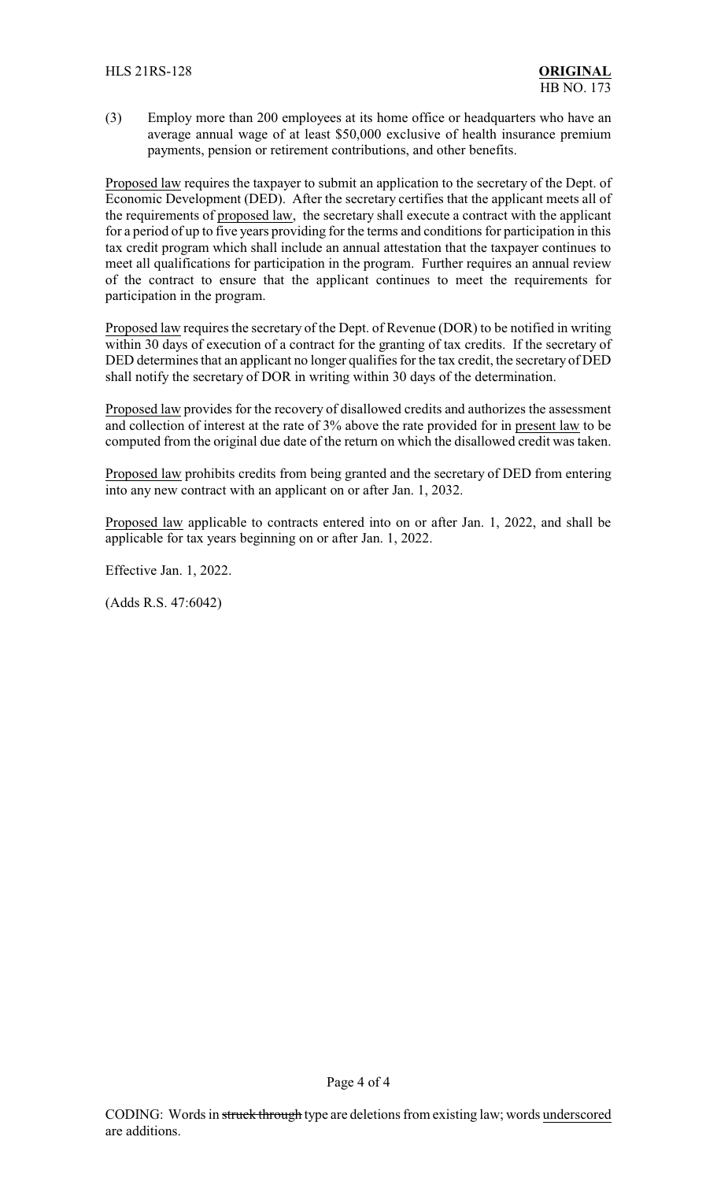(3) Employ more than 200 employees at its home office or headquarters who have an average annual wage of at least $50,000 exclusive of health insurance premium payments, pension or retirement contributions, and other benefits.

Proposed law requires the taxpayer to submit an application to the secretary of the Dept. of Economic Development (DED). After the secretary certifies that the applicant meets all of the requirements of proposed law, the secretary shall execute a contract with the applicant for a period of up to five years providing for the terms and conditions for participation in this tax credit program which shall include an annual attestation that the taxpayer continues to meet all qualifications for participation in the program. Further requires an annual review of the contract to ensure that the applicant continues to meet the requirements for participation in the program.

Proposed law requires the secretary of the Dept. of Revenue (DOR) to be notified in writing within 30 days of execution of a contract for the granting of tax credits. If the secretary of DED determines that an applicant no longer qualifies for the tax credit, the secretary of DED shall notify the secretary of DOR in writing within 30 days of the determination.

Proposed law provides for the recovery of disallowed credits and authorizes the assessment and collection of interest at the rate of 3% above the rate provided for in present law to be computed from the original due date of the return on which the disallowed credit was taken.

Proposed law prohibits credits from being granted and the secretary of DED from entering into any new contract with an applicant on or after Jan. 1, 2032.

Proposed law applicable to contracts entered into on or after Jan. 1, 2022, and shall be applicable for tax years beginning on or after Jan. 1, 2022.

Effective Jan. 1, 2022.

(Adds R.S. 47:6042)